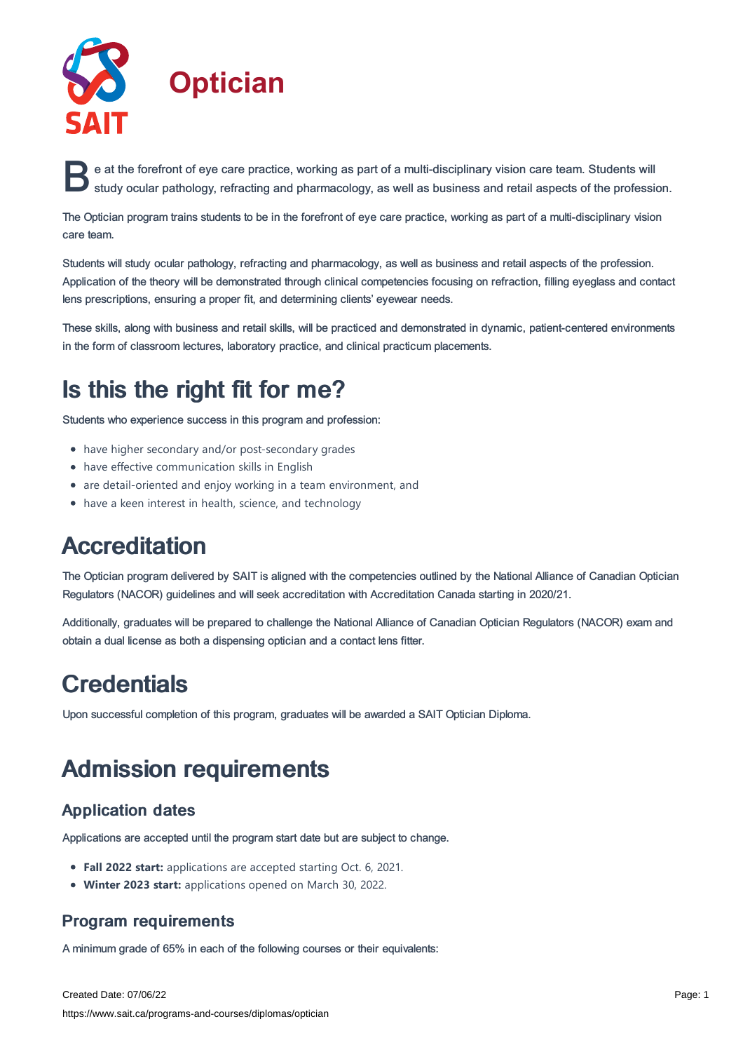# Optician

Be at the forefront of eye care practice, working as part of a multi-disciplinary vision care team. Students will study ocular pathology, refracting and pharmacology, as well as business and retail aspects of the profession.

The Optician program trains students to be in the forefront of eye care practice, working as part of a multi-disciplinary vision care team.

Students will study ocular pathology, refracting and pharmacology, as well as business and retail aspects of the profession. Application of the theory will be demonstrated through clinical competencies focusing on refraction, filling eyeglass and contact lens prescriptions, ensuring a proper fit, and determining clients' eyewear needs.

These skills, along with business and retail skills, will be practiced and demonstrated in dynamic, patient-centered environments in the form of classroom lectures, laboratory practice, and clinical practicum placements.

## Is this the right fit for me?

Students who experience success in this program and profession:

- have higher secondary and/or post-secondary grades
- have effective communication skills in English
- are detail-oriented and enjoy working in a team environment, and
- have a keen interest in health, science, and technology

## Accreditation

The Optician program delivered by SAIT is aligned with the competencies outlined by the National Alliance of Canadian Optician Regulators (NACOR) guidelines and will seek accreditation with Accreditation Canada starting in 2020/21.

Additionally, graduates will be prepared to challenge the National Alliance of Canadian Optician Regulators (NACOR) exam and obtain a dual license as both a dispensing optician and a contact lens fitter.

## Credentials

Upon successful completion of this program, graduates will be awarded a SAIT Optician Diploma.

## Admission requirements

### Application dates

Applications are accepted until the program start date but are subject to change.

- **Fall 2022 start:** applications are accepted starting Oct. 6, 2021.
- **Winter 2023 start:** applications opened on March 30, 2022.

### Program requirements

A minimum grade of 65% in each of the following courses or their equivalents: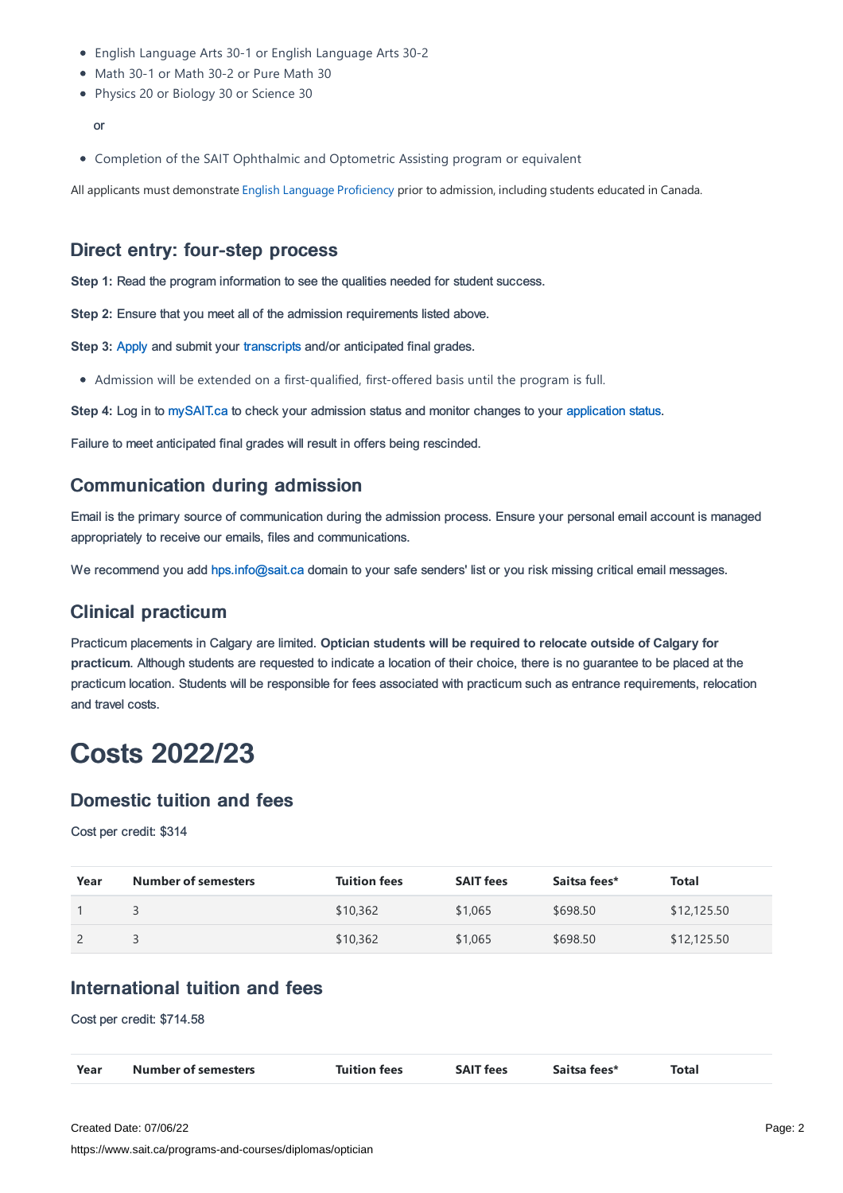- English Language Arts 30-1 or English Language Arts 30-2
- Math 30-1 or Math 30-2 or Pure Math 30
- Physics 20 or Biology 30 or Science 30

or

- Completion of the SAIT Ophthalmic and Optometric Assisting program or equivalent

All applicants must demonstrate English Language Proficiency prior to admission, including students educated in Canada.

## Direct entry: four-step process

**Step 1:** Read the program information to see the qualities needed for student success.

**Step 2:** Ensure that you meet all of the admission requirements listed above.

**Step 3:** Apply and submit your transcripts and/or anticipated final grades.

- Admission will be extended on a first-qualified, first-offered basis until the program is full.

**Step 4:** Log in to mySAIT.ca to check your admission status and monitor changes to your application status.

Failure to meet anticipated final grades will result in offers being rescinded.

## Communication during admission

Email is the primary source of communication during the admission process. Ensure your personal email account is managed appropriately to receive our emails, files and communications.

We recommend you add hps.info@sait.ca domain to your safe senders' list or you risk missing critical email messages.

## Clinical practicum

Practicum placements in Calgary are limited. **Optician students will be required to relocate outside of Calgary for practicum**. Although students are requested to indicate a location of their choice, there is no guarantee to be placed at the practicum location. Students will be responsible for fees associated with practicum such as entrance requirements, relocation and travel costs.

# Costs 2022/23

## Domestic tuition and fees

Cost per credit: $314

| Year | Number of semesters | Tuition fees | SAIT fees | Saitsa fees* | Total |
|---|---|---|---|---|---|
| 1 | 3 | $10,362 | $1,065 | $698.50 | $12,125.50 |
| 2 | 3 | $10,362 | $1,065 | $698.50 | $12,125.50 |

## International tuition and fees

Cost per credit: $714.58

| Year | Number of semesters | Tuition fees | SAIT fees | Saitsa fees* | Total |
|---|---|---|---|---|---|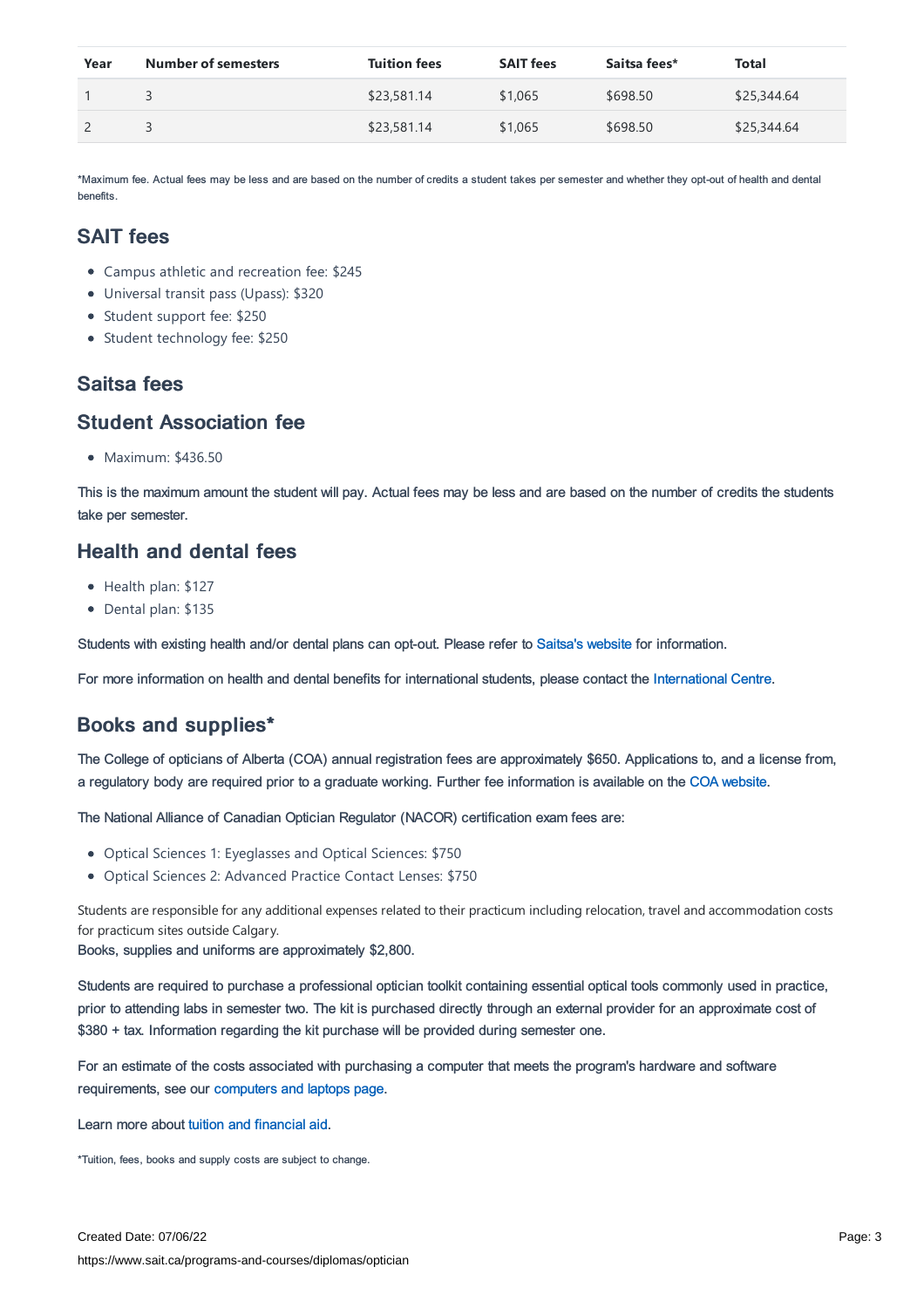| Year | Number of semesters | Tuition fees | SAIT fees | Saitsa fees* | Total |
|---|---|---|---|---|---|
| 1 | 3 | $23,581.14 | $1,065 | $698.50 | $25,344.64 |
| 2 | 3 | $23,581.14 | $1,065 | $698.50 | $25,344.64 |

*Maximum fee. Actual fees may be less and are based on the number of credits a student takes per semester and whether they opt-out of health and dental benefits.

## SAIT fees

- Campus athletic and recreation fee: $245
- Universal transit pass (Upass): $320
- Student support fee: $250
- Student technology fee: $250

## Saitsa fees

## Student Association fee

- Maximum: $436.50

This is the maximum amount the student will pay. Actual fees may be less and are based on the number of credits the students take per semester.

## Health and dental fees

- Health plan: $127
- Dental plan: $135

Students with existing health and/or dental plans can opt-out. Please refer to Saitsa's website for information.

For more information on health and dental benefits for international students, please contact the International Centre.

## Books and supplies*

The College of opticians of Alberta (COA) annual registration fees are approximately $650. Applications to, and a license from, a regulatory body are required prior to a graduate working. Further fee information is available on the COA website.

The National Alliance of Canadian Optician Regulator (NACOR) certification exam fees are:

- Optical Sciences 1: Eyeglasses and Optical Sciences: $750
- Optical Sciences 2: Advanced Practice Contact Lenses: $750

Students are responsible for any additional expenses related to their practicum including relocation, travel and accommodation costs for practicum sites outside Calgary.
Books, supplies and uniforms are approximately $2,800.

Students are required to purchase a professional optician toolkit containing essential optical tools commonly used in practice, prior to attending labs in semester two. The kit is purchased directly through an external provider for an approximate cost of $380 + tax. Information regarding the kit purchase will be provided during semester one.

For an estimate of the costs associated with purchasing a computer that meets the program's hardware and software requirements, see our computers and laptops page.

Learn more about tuition and financial aid.

*Tuition, fees, books and supply costs are subject to change.